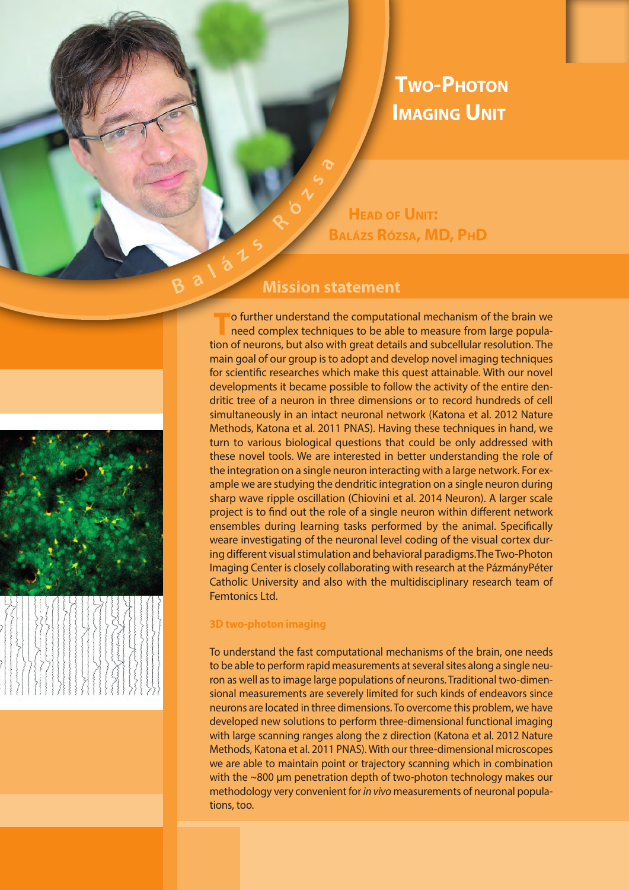# Two-Photon Imaging Unit

**Head of Unit:**
**Balázs Rózsa, MD, PhD**

## Mission statement

To further understand the computational mechanism of the brain we need complex techniques to be able to measure from large population of neurons, but also with great details and subcellular resolution. The main goal of our group is to adopt and develop novel imaging techniques for scientific researches which make this quest attainable. With our novel developments it became possible to follow the activity of the entire dendritic tree of a neuron in three dimensions or to record hundreds of cell simultaneously in an intact neuronal network (Katona et al. 2012 Nature Methods, Katona et al. 2011 PNAS). Having these techniques in hand, we turn to various biological questions that could be only addressed with these novel tools. We are interested in better understanding the role of the integration on a single neuron interacting with a large network. For example we are studying the dendritic integration on a single neuron during sharp wave ripple oscillation (Chiovini et al. 2014 Neuron). A larger scale project is to find out the role of a single neuron within different network ensembles during learning tasks performed by the animal. Specifically weare investigating of the neuronal level coding of the visual cortex during different visual stimulation and behavioral paradigms.The Two-Photon Imaging Center is closely collaborating with research at the PázmányPéter Catholic University and also with the multidisciplinary research team of Femtonics Ltd.

### 3D two-photon imaging

To understand the fast computational mechanisms of the brain, one needs to be able to perform rapid measurements at several sites along a single neuron as well as to image large populations of neurons. Traditional two-dimensional measurements are severely limited for such kinds of endeavors since neurons are located in three dimensions. To overcome this problem, we have developed new solutions to perform three-dimensional functional imaging with large scanning ranges along the z direction (Katona et al. 2012 Nature Methods, Katona et al. 2011 PNAS). With our three-dimensional microscopes we are able to maintain point or trajectory scanning which in combination with the ~800 μm penetration depth of two-photon technology makes our methodology very convenient for *in vivo* measurements of neuronal populations, too.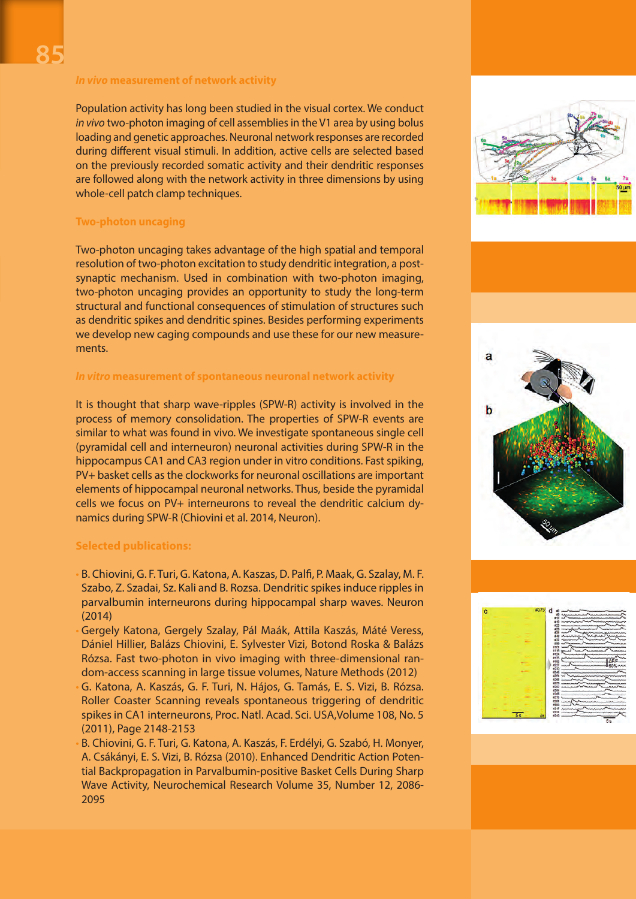## *In vivo* measurement of network activity

Population activity has long been studied in the visual cortex. We conduct *in vivo* two-photon imaging of cell assemblies in the V1 area by using bolus loading and genetic approaches. Neuronal network responses are recorded during different visual stimuli. In addition, active cells are selected based on the previously recorded somatic activity and their dendritic responses are followed along with the network activity in three dimensions by using whole-cell patch clamp techniques.

## Two-photon uncaging

Two-photon uncaging takes advantage of the high spatial and temporal resolution of two-photon excitation to study dendritic integration, a post-synaptic mechanism. Used in combination with two-photon imaging, two-photon uncaging provides an opportunity to study the long-term structural and functional consequences of stimulation of structures such as dendritic spikes and dendritic spines. Besides performing experiments we develop new caging compounds and use these for our new measurements.

## *In vitro* measurement of spontaneous neuronal network activity

It is thought that sharp wave-ripples (SPW-R) activity is involved in the process of memory consolidation. The properties of SPW-R events are similar to what was found in vivo. We investigate spontaneous single cell (pyramidal cell and interneuron) neuronal activities during SPW-R in the hippocampus CA1 and CA3 region under in vitro conditions. Fast spiking, PV+ basket cells as the clockworks for neuronal oscillations are important elements of hippocampal neuronal networks. Thus, beside the pyramidal cells we focus on PV+ interneurons to reveal the dendritic calcium dynamics during SPW-R (Chiovini et al. 2014, Neuron).

## Selected publications:

- B. Chiovini, G. F. Turi, G. Katona, A. Kaszas, D. Palfi, P. Maak, G. Szalay, M. F. Szabo, Z. Szadai, Sz. Kali and B. Rozsa. Dendritic spikes induce ripples in parvalbumin interneurons during hippocampal sharp waves. Neuron (2014)
- Gergely Katona, Gergely Szalay, Pál Maák, Attila Kaszás, Máté Veress, Dániel Hillier, Balázs Chiovini, E. Sylvester Vizi, Botond Roska & Balázs Rózsa. Fast two-photon in vivo imaging with three-dimensional random-access scanning in large tissue volumes, Nature Methods (2012)
- G. Katona, A. Kaszás, G. F. Turi, N. Hájos, G. Tamás, E. S. Vizi, B. Rózsa. Roller Coaster Scanning reveals spontaneous triggering of dendritic spikes in CA1 interneurons, Proc. Natl. Acad. Sci. USA,Volume 108, No. 5 (2011), Page 2148-2153
- B. Chiovini, G. F. Turi, G. Katona, A. Kaszás, F. Erdélyi, G. Szabó, H. Monyer, A. Csákányi, E. S. Vizi, B. Rózsa (2010). Enhanced Dendritic Action Potential Backpropagation in Parvalbumin-positive Basket Cells During Sharp Wave Activity, Neurochemical Research Volume 35, Number 12, 2086-2095